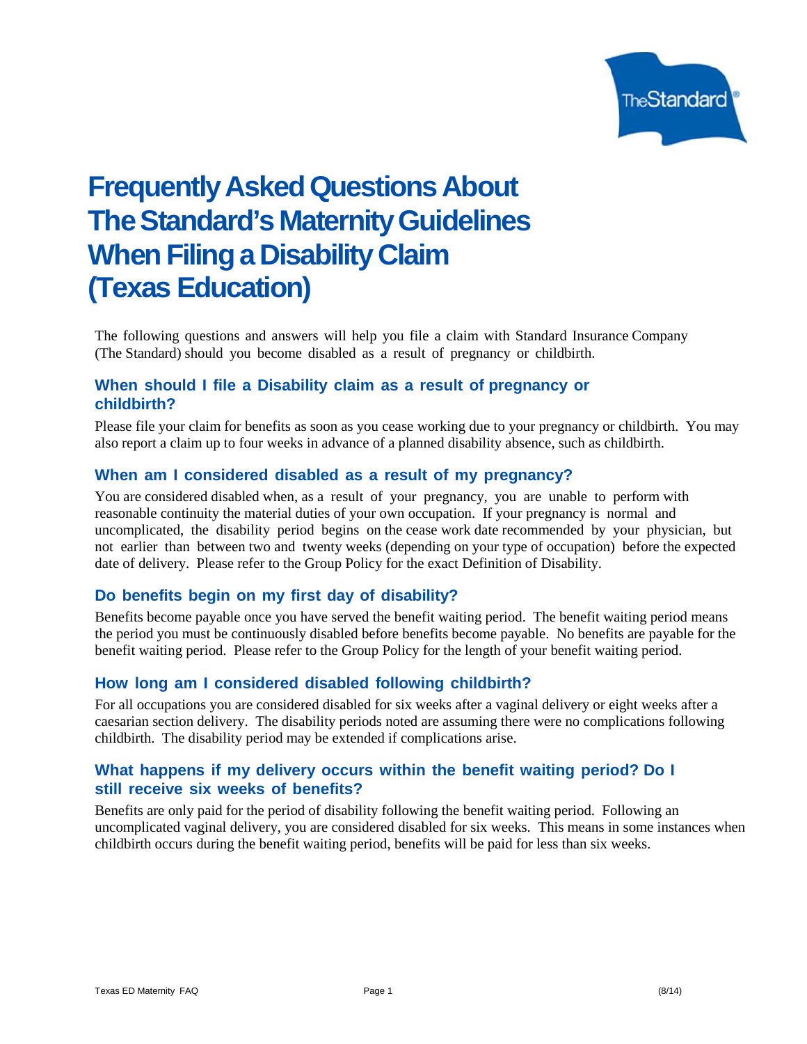# Frequently Asked Questions About The Standard's Maternity Guidelines When Filing a Disability Claim (Texas Education)

The following questions and answers will help you file a claim with Standard Insurance Company (The Standard) should you become disabled as a result of pregnancy or childbirth.

## When should I file a Disability claim as a result of pregnancy or childbirth?

Please file your claim for benefits as soon as you cease working due to your pregnancy or childbirth. You may also report a claim up to four weeks in advance of a planned disability absence, such as childbirth.

## When am I considered disabled as a result of my pregnancy?

You are considered disabled when, as a result of your pregnancy, you are unable to perform with reasonable continuity the material duties of your own occupation. If your pregnancy is normal and uncomplicated, the disability period begins on the cease work date recommended by your physician, but not earlier than between two and twenty weeks (depending on your type of occupation) before the expected date of delivery. Please refer to the Group Policy for the exact Definition of Disability.

## Do benefits begin on my first day of disability?

Benefits become payable once you have served the benefit waiting period. The benefit waiting period means the period you must be continuously disabled before benefits become payable. No benefits are payable for the benefit waiting period. Please refer to the Group Policy for the length of your benefit waiting period.

## How long am I considered disabled following childbirth?

For all occupations you are considered disabled for six weeks after a vaginal delivery or eight weeks after a caesarian section delivery. The disability periods noted are assuming there were no complications following childbirth. The disability period may be extended if complications arise.

## What happens if my delivery occurs within the benefit waiting period? Do I still receive six weeks of benefits?

Benefits are only paid for the period of disability following the benefit waiting period. Following an uncomplicated vaginal delivery, you are considered disabled for six weeks. This means in some instances when childbirth occurs during the benefit waiting period, benefits will be paid for less than six weeks.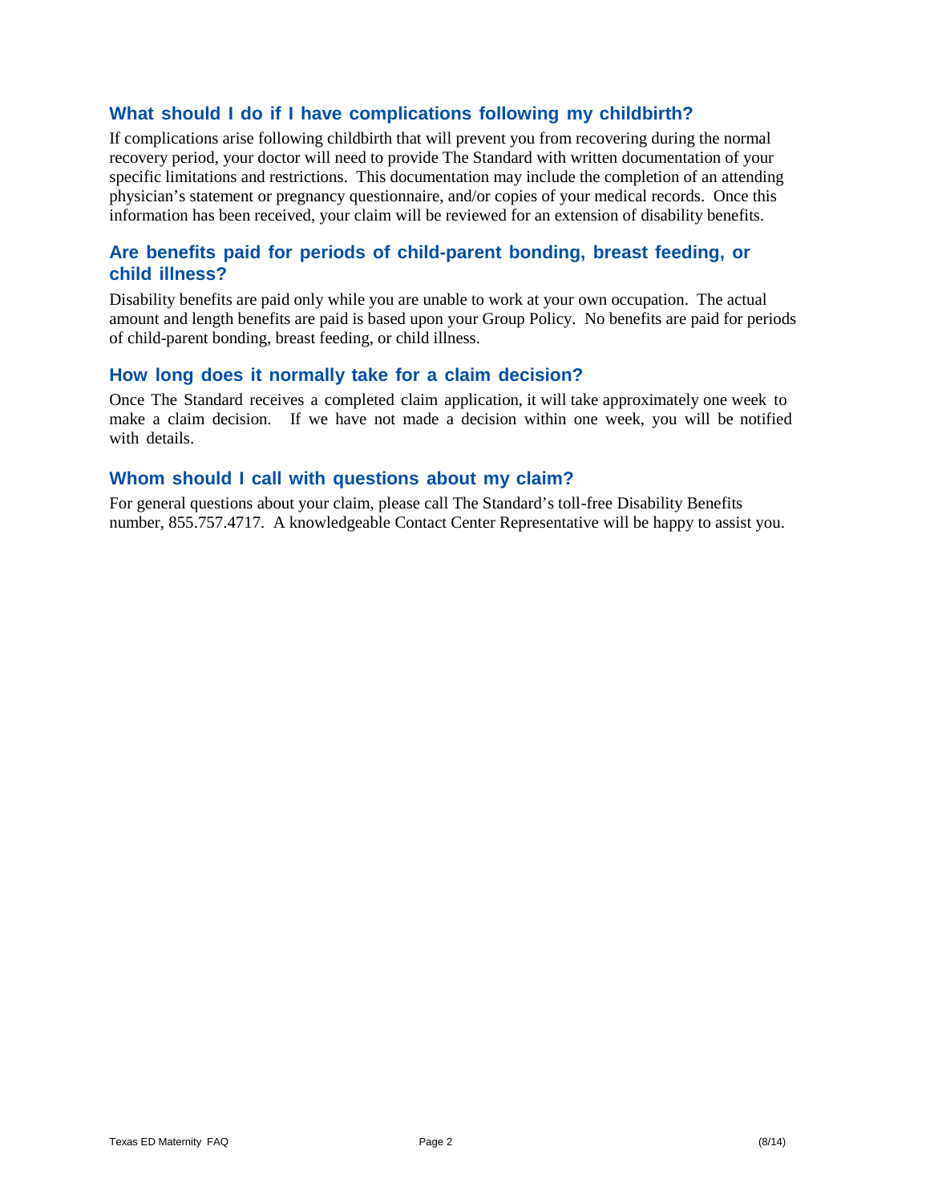## What should I do if I have complications following my childbirth?

If complications arise following childbirth that will prevent you from recovering during the normal recovery period, your doctor will need to provide The Standard with written documentation of your specific limitations and restrictions. This documentation may include the completion of an attending physician's statement or pregnancy questionnaire, and/or copies of your medical records. Once this information has been received, your claim will be reviewed for an extension of disability benefits.

## Are benefits paid for periods of child-parent bonding, breast feeding, or child illness?

Disability benefits are paid only while you are unable to work at your own occupation. The actual amount and length benefits are paid is based upon your Group Policy. No benefits are paid for periods of child-parent bonding, breast feeding, or child illness.

## How long does it normally take for a claim decision?

Once The Standard receives a completed claim application, it will take approximately one week to make a claim decision. If we have not made a decision within one week, you will be notified with details.

## Whom should I call with questions about my claim?

For general questions about your claim, please call The Standard's toll-free Disability Benefits number, 855.757.4717. A knowledgeable Contact Center Representative will be happy to assist you.